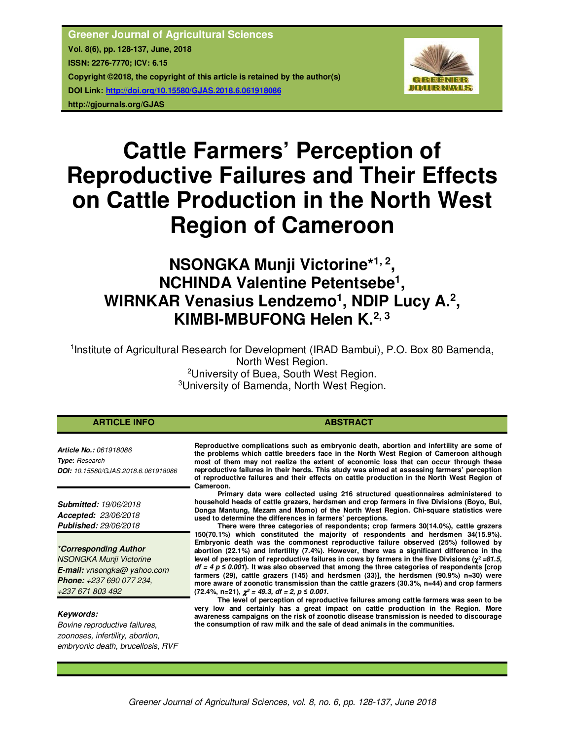Greener Journal of Agricultural Sciences
Vol. 8(6), pp. 128-137, June, 2018
ISSN: 2276-7770; ICV: 6.15
Copyright ©2018, the copyright of this article is retained by the author(s)
DOI Link: http://doi.org/10.15580/GJAS.2018.6.061918086
http://gjournals.org/GJAS

# Cattle Farmers' Perception of Reproductive Failures and Their Effects on Cattle Production in the North West Region of Cameroon

## NSONGKA Munji Victorine*[1,2], NCHINDA Valentine Petentsebe[1], WIRNKAR Venasius Lendzemo[1], NDIP Lucy A.[2], KIMBI-MBUFONG Helen K.[2,3]

[1]Institute of Agricultural Research for Development (IRAD Bambui), P.O. Box 80 Bamenda, North West Region.
[2]University of Buea, South West Region.
[3]University of Bamenda, North West Region.

### ARTICLE INFO

*Article No.: 061918086*
***Type**: Research*
***DOI**: 10.15580/GJAS.2018.6.061918086*

***Submitted**: 19/06/2018*
***Accepted**: 23/06/2018*
***Published**: 29/06/2018*

***\*Corresponding Author***
*NSONGKA Munji Victorine*
***E-mail**: vnsongka@ yahoo.com*
***Phone**: +237 690 077 234, +237 671 803 492*

***Keywords:***
*Bovine reproductive failures, zoonoses, infertility, abortion, embryonic death, brucellosis, RVF*

### ABSTRACT

**Reproductive complications such as embryonic death, abortion and infertility are some of the problems which cattle breeders face in the North West Region of Cameroon although most of them may not realize the extent of economic loss that can occur through these reproductive failures in their herds. This study was aimed at assessing farmers' perception of reproductive failures and their effects on cattle production in the North West Region of Cameroon.**

**Primary data were collected using 216 structured questionnaires administered to household heads of cattle grazers, herdsmen and crop farmers in five Divisions (Boyo, Bui, Donga Mantung, Mezam and Momo) of the North West Region. Chi-square statistics were used to determine the differences in farmers' perceptions.**

**There were three categories of respondents; crop farmers 30(14.0%), cattle grazers 150(70.1%) which constituted the majority of respondents and herdsmen 34(15.9%). Embryonic death was the commonest reproductive failure observed (25%) followed by abortion (22.1%) and infertility (7.4%). However, there was a significant difference in the level of perception of reproductive failures in cows by farmers in the five Divisions ($\chi^2 = 81.5$, $df = 4$ $p \leq 0.001$). It was also observed that among the three categories of respondents [crop farmers (29), cattle grazers (145) and herdsmen (33)], the herdsmen (90.9%) n=30) were more aware of zoonotic transmission than the cattle grazers (30.3%, n=44) and crop farmers (72.4%, n=21), $\chi^2 = 49.3$, $df = 2$, $p \leq 0.001$.**

**The level of perception of reproductive failures among cattle farmers was seen to be very low and certainly has a great impact on cattle production in the Region. More awareness campaigns on the risk of zoonotic disease transmission is needed to discourage the consumption of raw milk and the sale of dead animals in the communities.**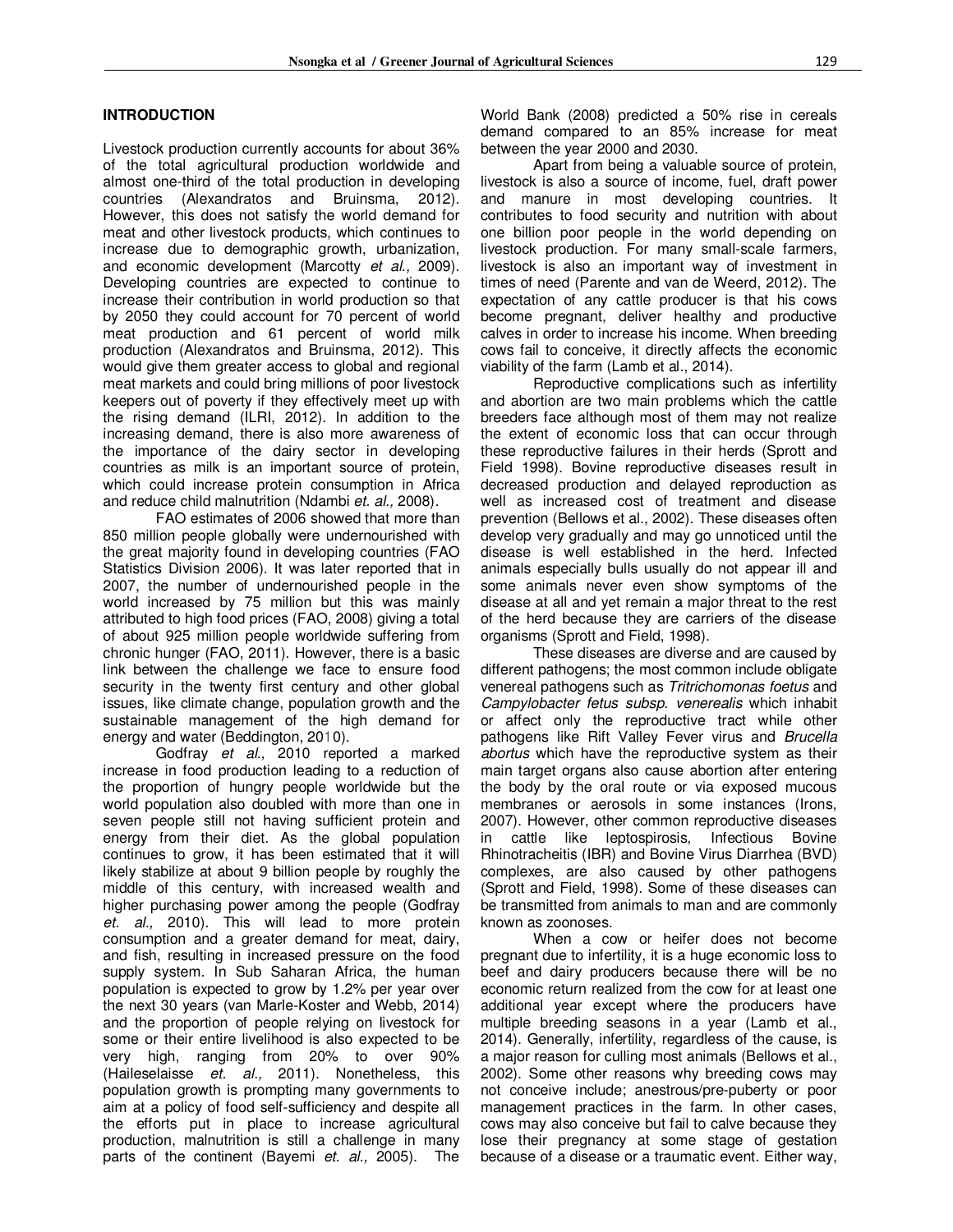## INTRODUCTION

Livestock production currently accounts for about 36% of the total agricultural production worldwide and almost one-third of the total production in developing countries (Alexandratos and Bruinsma, 2012). However, this does not satisfy the world demand for meat and other livestock products, which continues to increase due to demographic growth, urbanization, and economic development (Marcotty *et al.,* 2009). Developing countries are expected to continue to increase their contribution in world production so that by 2050 they could account for 70 percent of world meat production and 61 percent of world milk production (Alexandratos and Bruinsma, 2012). This would give them greater access to global and regional meat markets and could bring millions of poor livestock keepers out of poverty if they effectively meet up with the rising demand (ILRI, 2012). In addition to the increasing demand, there is also more awareness of the importance of the dairy sector in developing countries as milk is an important source of protein, which could increase protein consumption in Africa and reduce child malnutrition (Ndambi *et. al.,* 2008).

FAO estimates of 2006 showed that more than 850 million people globally were undernourished with the great majority found in developing countries (FAO Statistics Division 2006). It was later reported that in 2007, the number of undernourished people in the world increased by 75 million but this was mainly attributed to high food prices (FAO, 2008) giving a total of about 925 million people worldwide suffering from chronic hunger (FAO, 2011). However, there is a basic link between the challenge we face to ensure food security in the twenty first century and other global issues, like climate change, population growth and the sustainable management of the high demand for energy and water (Beddington, 2010).

Godfray *et al.,* 2010 reported a marked increase in food production leading to a reduction of the proportion of hungry people worldwide but the world population also doubled with more than one in seven people still not having sufficient protein and energy from their diet. As the global population continues to grow, it has been estimated that it will likely stabilize at about 9 billion people by roughly the middle of this century, with increased wealth and higher purchasing power among the people (Godfray *et. al.,* 2010). This will lead to more protein consumption and a greater demand for meat, dairy, and fish, resulting in increased pressure on the food supply system. In Sub Saharan Africa, the human population is expected to grow by 1.2% per year over the next 30 years (van Marle-Koster and Webb, 2014) and the proportion of people relying on livestock for some or their entire livelihood is also expected to be very high, ranging from 20% to over 90% (Haileselaisse *et. al.,* 2011). Nonetheless, this population growth is prompting many governments to aim at a policy of food self-sufficiency and despite all the efforts put in place to increase agricultural production, malnutrition is still a challenge in many parts of the continent (Bayemi *et. al.,* 2005). The World Bank (2008) predicted a 50% rise in cereals demand compared to an 85% increase for meat between the year 2000 and 2030.

Apart from being a valuable source of protein, livestock is also a source of income, fuel, draft power and manure in most developing countries. It contributes to food security and nutrition with about one billion poor people in the world depending on livestock production. For many small-scale farmers, livestock is also an important way of investment in times of need (Parente and van de Weerd, 2012). The expectation of any cattle producer is that his cows become pregnant, deliver healthy and productive calves in order to increase his income. When breeding cows fail to conceive, it directly affects the economic viability of the farm (Lamb et al., 2014).

Reproductive complications such as infertility and abortion are two main problems which the cattle breeders face although most of them may not realize the extent of economic loss that can occur through these reproductive failures in their herds (Sprott and Field 1998). Bovine reproductive diseases result in decreased production and delayed reproduction as well as increased cost of treatment and disease prevention (Bellows et al., 2002). These diseases often develop very gradually and may go unnoticed until the disease is well established in the herd. Infected animals especially bulls usually do not appear ill and some animals never even show symptoms of the disease at all and yet remain a major threat to the rest of the herd because they are carriers of the disease organisms (Sprott and Field, 1998).

These diseases are diverse and are caused by different pathogens; the most common include obligate venereal pathogens such as *Tritrichomonas foetus* and *Campylobacter fetus subsp. venerealis* which inhabit or affect only the reproductive tract while other pathogens like Rift Valley Fever virus and *Brucella abortus* which have the reproductive system as their main target organs also cause abortion after entering the body by the oral route or via exposed mucous membranes or aerosols in some instances (Irons, 2007). However, other common reproductive diseases in cattle like leptospirosis, Infectious Bovine Rhinotracheitis (IBR) and Bovine Virus Diarrhea (BVD) complexes, are also caused by other pathogens (Sprott and Field, 1998). Some of these diseases can be transmitted from animals to man and are commonly known as zoonoses.

When a cow or heifer does not become pregnant due to infertility, it is a huge economic loss to beef and dairy producers because there will be no economic return realized from the cow for at least one additional year except where the producers have multiple breeding seasons in a year (Lamb et al., 2014). Generally, infertility, regardless of the cause, is a major reason for culling most animals (Bellows et al., 2002). Some other reasons why breeding cows may not conceive include; anestrous/pre-puberty or poor management practices in the farm. In other cases, cows may also conceive but fail to calve because they lose their pregnancy at some stage of gestation because of a disease or a traumatic event. Either way,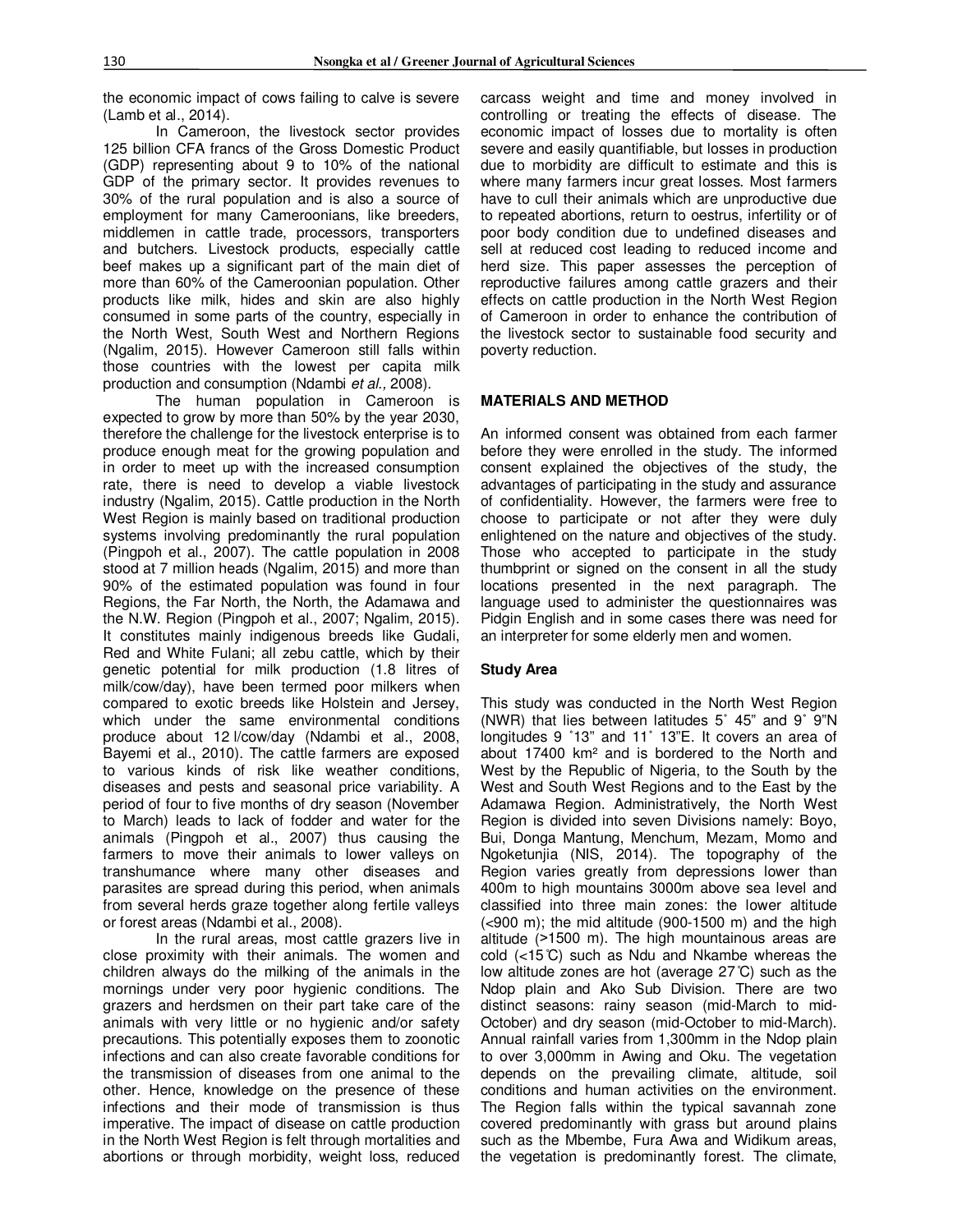the economic impact of cows failing to calve is severe (Lamb et al., 2014).

In Cameroon, the livestock sector provides 125 billion CFA francs of the Gross Domestic Product (GDP) representing about 9 to 10% of the national GDP of the primary sector. It provides revenues to 30% of the rural population and is also a source of employment for many Cameroonians, like breeders, middlemen in cattle trade, processors, transporters and butchers. Livestock products, especially cattle beef makes up a significant part of the main diet of more than 60% of the Cameroonian population. Other products like milk, hides and skin are also highly consumed in some parts of the country, especially in the North West, South West and Northern Regions (Ngalim, 2015). However Cameroon still falls within those countries with the lowest per capita milk production and consumption (Ndambi *et al.,* 2008).

The human population in Cameroon is expected to grow by more than 50% by the year 2030, therefore the challenge for the livestock enterprise is to produce enough meat for the growing population and in order to meet up with the increased consumption rate, there is need to develop a viable livestock industry (Ngalim, 2015). Cattle production in the North West Region is mainly based on traditional production systems involving predominantly the rural population (Pingpoh et al., 2007). The cattle population in 2008 stood at 7 million heads (Ngalim, 2015) and more than 90% of the estimated population was found in four Regions, the Far North, the North, the Adamawa and the N.W. Region (Pingpoh et al., 2007; Ngalim, 2015). It constitutes mainly indigenous breeds like Gudali, Red and White Fulani; all zebu cattle, which by their genetic potential for milk production (1.8 litres of milk/cow/day), have been termed poor milkers when compared to exotic breeds like Holstein and Jersey, which under the same environmental conditions produce about 12 l/cow/day (Ndambi et al., 2008, Bayemi et al., 2010). The cattle farmers are exposed to various kinds of risk like weather conditions, diseases and pests and seasonal price variability. A period of four to five months of dry season (November to March) leads to lack of fodder and water for the animals (Pingpoh et al., 2007) thus causing the farmers to move their animals to lower valleys on transhumance where many other diseases and parasites are spread during this period, when animals from several herds graze together along fertile valleys or forest areas (Ndambi et al., 2008).

In the rural areas, most cattle grazers live in close proximity with their animals. The women and children always do the milking of the animals in the mornings under very poor hygienic conditions. The grazers and herdsmen on their part take care of the animals with very little or no hygienic and/or safety precautions. This potentially exposes them to zoonotic infections and can also create favorable conditions for the transmission of diseases from one animal to the other. Hence, knowledge on the presence of these infections and their mode of transmission is thus imperative. The impact of disease on cattle production in the North West Region is felt through mortalities and abortions or through morbidity, weight loss, reduced carcass weight and time and money involved in controlling or treating the effects of disease. The economic impact of losses due to mortality is often severe and easily quantifiable, but losses in production due to morbidity are difficult to estimate and this is where many farmers incur great losses. Most farmers have to cull their animals which are unproductive due to repeated abortions, return to oestrus, infertility or of poor body condition due to undefined diseases and sell at reduced cost leading to reduced income and herd size. This paper assesses the perception of reproductive failures among cattle grazers and their effects on cattle production in the North West Region of Cameroon in order to enhance the contribution of the livestock sector to sustainable food security and poverty reduction.

## MATERIALS AND METHOD

An informed consent was obtained from each farmer before they were enrolled in the study. The informed consent explained the objectives of the study, the advantages of participating in the study and assurance of confidentiality. However, the farmers were free to choose to participate or not after they were duly enlightened on the nature and objectives of the study. Those who accepted to participate in the study thumbprint or signed on the consent in all the study locations presented in the next paragraph. The language used to administer the questionnaires was Pidgin English and in some cases there was need for an interpreter for some elderly men and women.

### Study Area

This study was conducted in the North West Region (NWR) that lies between latitudes 5˚ 45" and 9˚ 9"N longitudes 9 ˚13" and 11˚ 13"E. It covers an area of about 17400 km² and is bordered to the North and West by the Republic of Nigeria, to the South by the West and South West Regions and to the East by the Adamawa Region. Administratively, the North West Region is divided into seven Divisions namely: Boyo, Bui, Donga Mantung, Menchum, Mezam, Momo and Ngoketunjia (NIS, 2014). The topography of the Region varies greatly from depressions lower than 400m to high mountains 3000m above sea level and classified into three main zones: the lower altitude (<900 m); the mid altitude (900-1500 m) and the high altitude (>1500 m). The high mountainous areas are cold (<15℃) such as Ndu and Nkambe whereas the low altitude zones are hot (average 27℃) such as the Ndop plain and Ako Sub Division. There are two distinct seasons: rainy season (mid-March to mid-October) and dry season (mid-October to mid-March). Annual rainfall varies from 1,300mm in the Ndop plain to over 3,000mm in Awing and Oku. The vegetation depends on the prevailing climate, altitude, soil conditions and human activities on the environment. The Region falls within the typical savannah zone covered predominantly with grass but around plains such as the Mbembe, Fura Awa and Widikum areas, the vegetation is predominantly forest. The climate,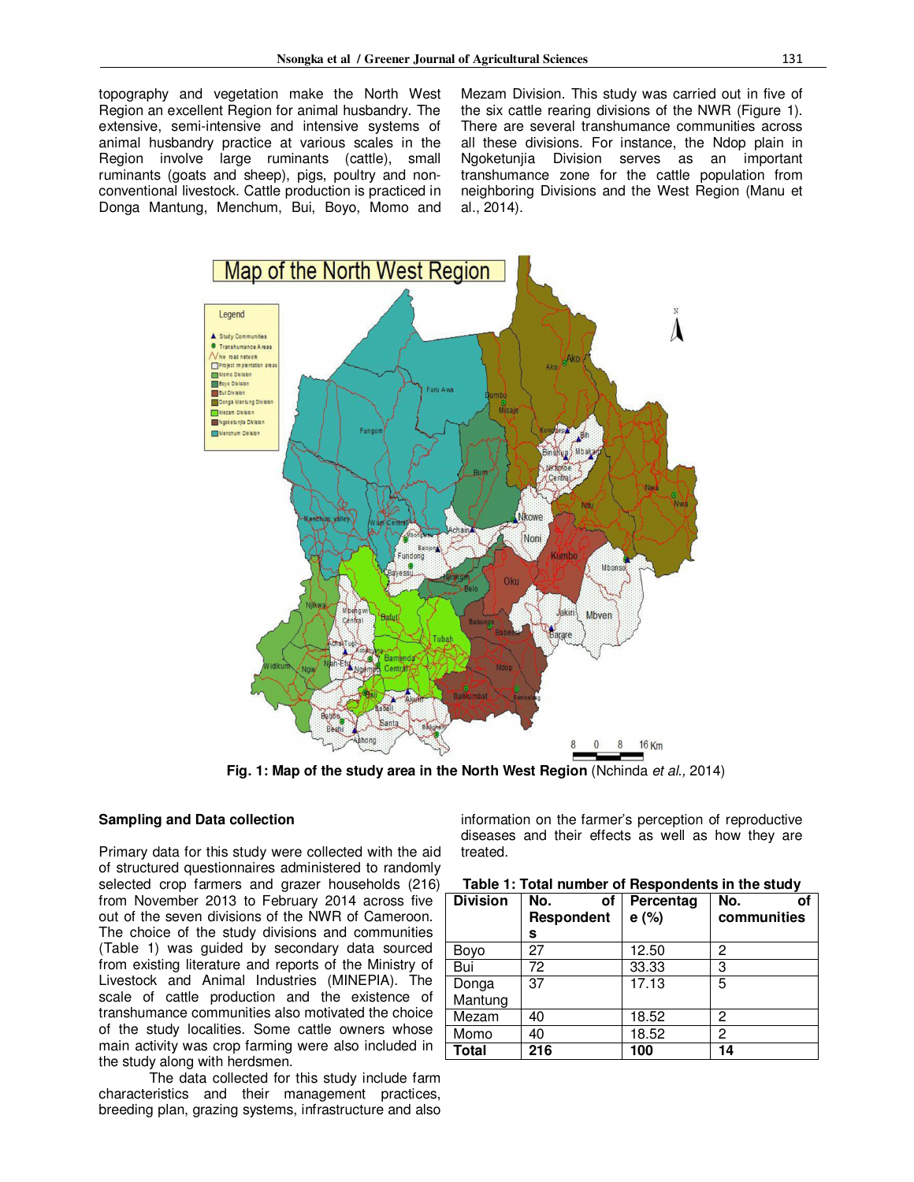topography and vegetation make the North West Region an excellent Region for animal husbandry. The extensive, semi-intensive and intensive systems of animal husbandry practice at various scales in the Region involve large ruminants (cattle), small ruminants (goats and sheep), pigs, poultry and non-conventional livestock. Cattle production is practiced in Donga Mantung, Menchum, Bui, Boyo, Momo and Mezam Division. This study was carried out in five of the six cattle rearing divisions of the NWR (Figure 1). There are several transhumance communities across all these divisions. For instance, the Ndop plain in Ngoketunjia Division serves as an important transhumance zone for the cattle population from neighboring Divisions and the West Region (Manu et al., 2014).

**Fig. 1: Map of the study area in the North West Region** (Nchinda *et al.,* 2014)

### Sampling and Data collection

Primary data for this study were collected with the aid of structured questionnaires administered to randomly selected crop farmers and grazer households (216) from November 2013 to February 2014 across five out of the seven divisions of the NWR of Cameroon. The choice of the study divisions and communities (Table 1) was guided by secondary data sourced from existing literature and reports of the Ministry of Livestock and Animal Industries (MINEPIA). The scale of cattle production and the existence of transhumance communities also motivated the choice of the study localities. Some cattle owners whose main activity was crop farming were also included in the study along with herdsmen.

The data collected for this study include farm characteristics and their management practices, breeding plan, grazing systems, infrastructure and also information on the farmer's perception of reproductive diseases and their effects as well as how they are treated.

**Table 1: Total number of Respondents in the study**

| Division | No. of Respondents | Percentage (%) | No. of communities |
|---|---|---|---|
| Boyo | 27 | 12.50 | 2 |
| Bui | 72 | 33.33 | 3 |
| Donga Mantung | 37 | 17.13 | 5 |
| Mezam | 40 | 18.52 | 2 |
| Momo | 40 | 18.52 | 2 |
| **Total** | **216** | **100** | **14** |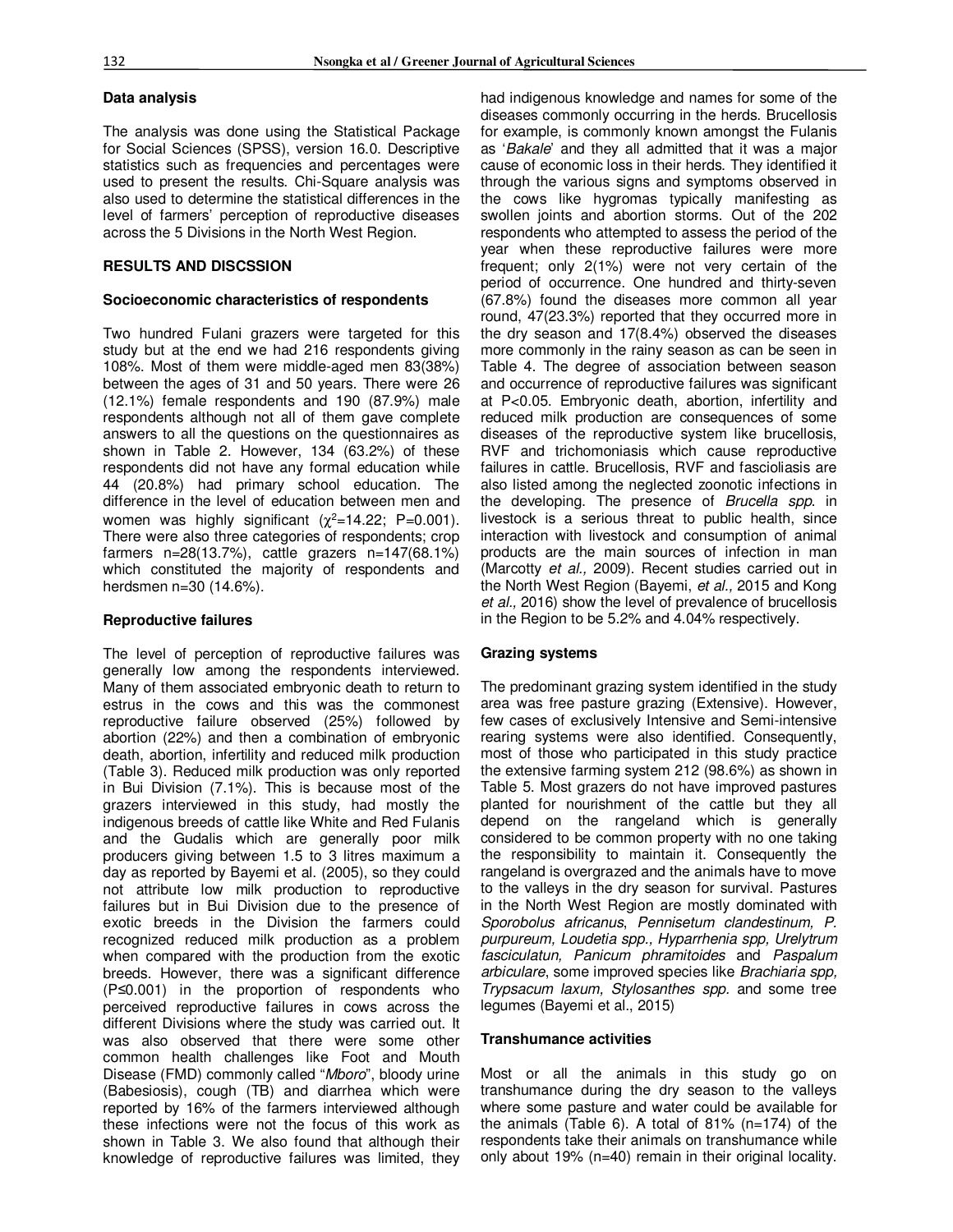### Data analysis

The analysis was done using the Statistical Package for Social Sciences (SPSS), version 16.0. Descriptive statistics such as frequencies and percentages were used to present the results. Chi-Square analysis was also used to determine the statistical differences in the level of farmers' perception of reproductive diseases across the 5 Divisions in the North West Region.

## RESULTS AND DISCSSION

### Socioeconomic characteristics of respondents

Two hundred Fulani grazers were targeted for this study but at the end we had 216 respondents giving 108%. Most of them were middle-aged men 83(38%) between the ages of 31 and 50 years. There were 26 (12.1%) female respondents and 190 (87.9%) male respondents although not all of them gave complete answers to all the questions on the questionnaires as shown in Table 2. However, 134 (63.2%) of these respondents did not have any formal education while 44 (20.8%) had primary school education. The difference in the level of education between men and women was highly significant ($\chi^2$=14.22; P=0.001). There were also three categories of respondents; crop farmers n=28(13.7%), cattle grazers n=147(68.1%) which constituted the majority of respondents and herdsmen n=30 (14.6%).

### Reproductive failures

The level of perception of reproductive failures was generally low among the respondents interviewed. Many of them associated embryonic death to return to estrus in the cows and this was the commonest reproductive failure observed (25%) followed by abortion (22%) and then a combination of embryonic death, abortion, infertility and reduced milk production (Table 3). Reduced milk production was only reported in Bui Division (7.1%). This is because most of the grazers interviewed in this study, had mostly the indigenous breeds of cattle like White and Red Fulanis and the Gudalis which are generally poor milk producers giving between 1.5 to 3 litres maximum a day as reported by Bayemi et al. (2005), so they could not attribute low milk production to reproductive failures but in Bui Division due to the presence of exotic breeds in the Division the farmers could recognized reduced milk production as a problem when compared with the production from the exotic breeds. However, there was a significant difference (P≤0.001) in the proportion of respondents who perceived reproductive failures in cows across the different Divisions where the study was carried out. It was also observed that there were some other common health challenges like Foot and Mouth Disease (FMD) commonly called "*Mboro*", bloody urine (Babesiosis), cough (TB) and diarrhea which were reported by 16% of the farmers interviewed although these infections were not the focus of this work as shown in Table 3. We also found that although their knowledge of reproductive failures was limited, they had indigenous knowledge and names for some of the diseases commonly occurring in the herds. Brucellosis for example, is commonly known amongst the Fulanis as '*Bakale*' and they all admitted that it was a major cause of economic loss in their herds. They identified it through the various signs and symptoms observed in the cows like hygromas typically manifesting as swollen joints and abortion storms. Out of the 202 respondents who attempted to assess the period of the year when these reproductive failures were more frequent; only 2(1%) were not very certain of the period of occurrence. One hundred and thirty-seven (67.8%) found the diseases more common all year round, 47(23.3%) reported that they occurred more in the dry season and 17(8.4%) observed the diseases more commonly in the rainy season as can be seen in Table 4. The degree of association between season and occurrence of reproductive failures was significant at P<0.05. Embryonic death, abortion, infertility and reduced milk production are consequences of some diseases of the reproductive system like brucellosis, RVF and trichomoniasis which cause reproductive failures in cattle. Brucellosis, RVF and fascioliasis are also listed among the neglected zoonotic infections in the developing. The presence of *Brucella spp*. in livestock is a serious threat to public health, since interaction with livestock and consumption of animal products are the main sources of infection in man (Marcotty *et al.,* 2009). Recent studies carried out in the North West Region (Bayemi, *et al.,* 2015 and Kong *et al.,* 2016) show the level of prevalence of brucellosis in the Region to be 5.2% and 4.04% respectively.

### Grazing systems

The predominant grazing system identified in the study area was free pasture grazing (Extensive). However, few cases of exclusively Intensive and Semi-intensive rearing systems were also identified. Consequently, most of those who participated in this study practice the extensive farming system 212 (98.6%) as shown in Table 5. Most grazers do not have improved pastures planted for nourishment of the cattle but they all depend on the rangeland which is generally considered to be common property with no one taking the responsibility to maintain it. Consequently the rangeland is overgrazed and the animals have to move to the valleys in the dry season for survival. Pastures in the North West Region are mostly dominated with *Sporobolus africanus*, *Pennisetum clandestinum, P. purpureum, Loudetia spp., Hyparrhenia spp, Urelytrum fasciculatun, Panicum phramitoides* and *Paspalum arbiculare*, some improved species like *Brachiaria spp, Trypsacum laxum, Stylosanthes spp.* and some tree legumes (Bayemi et al., 2015)

### Transhumance activities

Most or all the animals in this study go on transhumance during the dry season to the valleys where some pasture and water could be available for the animals (Table 6). A total of 81% (n=174) of the respondents take their animals on transhumance while only about 19% (n=40) remain in their original locality.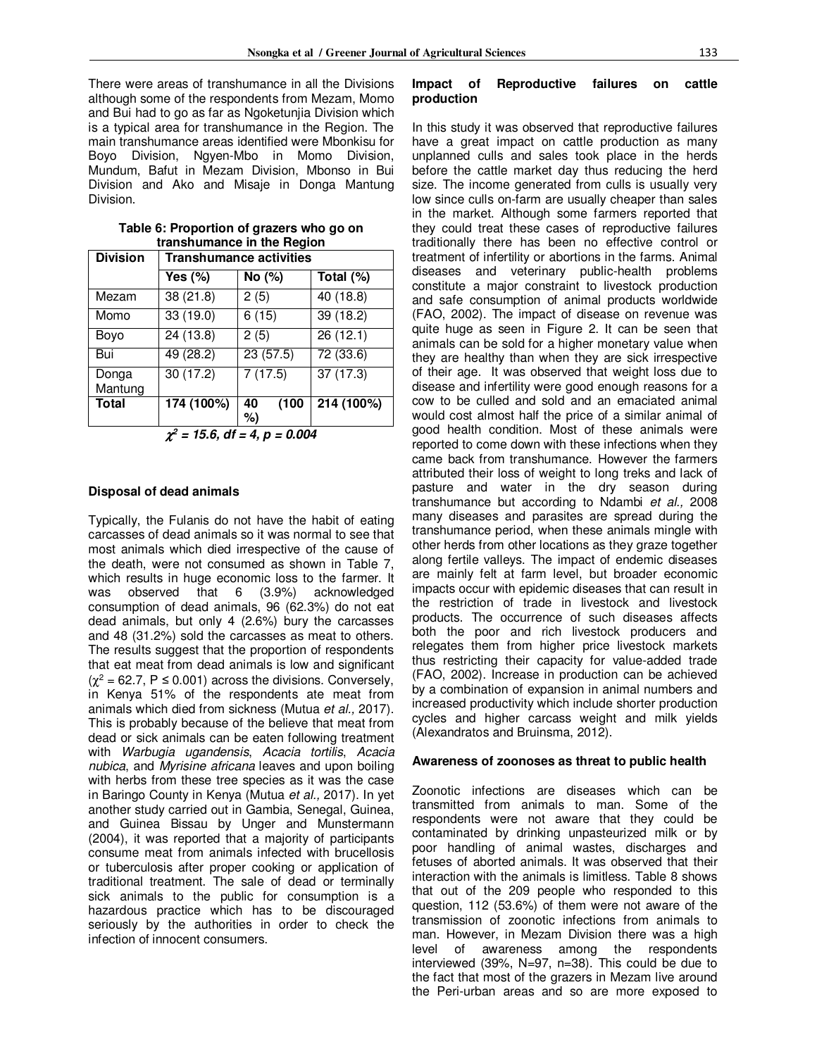There were areas of transhumance in all the Divisions although some of the respondents from Mezam, Momo and Bui had to go as far as Ngoketunjia Division which is a typical area for transhumance in the Region. The main transhumance areas identified were Mbonkisu for Boyo Division, Ngyen-Mbo in Momo Division, Mundum, Bafut in Mezam Division, Mbonso in Bui Division and Ako and Misaje in Donga Mantung Division.

**Table 6: Proportion of grazers who go on transhumance in the Region**

| Division | Transhumance activities | | |
|---|---|---|---|
| | **Yes (%)** | **No (%)** | **Total (%)** |
| Mezam | 38 (21.8) | 2 (5) | 40 (18.8) |
| Momo | 33 (19.0) | 6 (15) | 39 (18.2) |
| Boyo | 24 (13.8) | 2 (5) | 26 (12.1) |
| Bui | 49 (28.2) | 23 (57.5) | 72 (33.6) |
| Donga Mantung | 30 (17.2) | 7 (17.5) | 37 (17.3) |
| **Total** | **174 (100%)** | **40 (100 %)** | **214 (100%)** |

***$\chi^2$ = 15.6, df = 4, p = 0.004***

### Disposal of dead animals

Typically, the Fulanis do not have the habit of eating carcasses of dead animals so it was normal to see that most animals which died irrespective of the cause of the death, were not consumed as shown in Table 7, which results in huge economic loss to the farmer. It was observed that 6 (3.9%) acknowledged consumption of dead animals, 96 (62.3%) do not eat dead animals, but only 4 (2.6%) bury the carcasses and 48 (31.2%) sold the carcasses as meat to others. The results suggest that the proportion of respondents that eat meat from dead animals is low and significant ($\chi^2$ = 62.7, P ≤ 0.001) across the divisions. Conversely, in Kenya 51% of the respondents ate meat from animals which died from sickness (Mutua *et al.,* 2017). This is probably because of the believe that meat from dead or sick animals can be eaten following treatment with *Warbugia ugandensis*, *Acacia tortilis*, *Acacia nubica*, and *Myrisine africana* leaves and upon boiling with herbs from these tree species as it was the case in Baringo County in Kenya (Mutua *et al.,* 2017). In yet another study carried out in Gambia, Senegal, Guinea, and Guinea Bissau by Unger and Munstermann (2004), it was reported that a majority of participants consume meat from animals infected with brucellosis or tuberculosis after proper cooking or application of traditional treatment. The sale of dead or terminally sick animals to the public for consumption is a hazardous practice which has to be discouraged seriously by the authorities in order to check the infection of innocent consumers.

### Impact of Reproductive failures on cattle production

In this study it was observed that reproductive failures have a great impact on cattle production as many unplanned culls and sales took place in the herds before the cattle market day thus reducing the herd size. The income generated from culls is usually very low since culls on-farm are usually cheaper than sales in the market. Although some farmers reported that they could treat these cases of reproductive failures traditionally there has been no effective control or treatment of infertility or abortions in the farms. Animal diseases and veterinary public-health problems constitute a major constraint to livestock production and safe consumption of animal products worldwide (FAO, 2002). The impact of disease on revenue was quite huge as seen in Figure 2. It can be seen that animals can be sold for a higher monetary value when they are healthy than when they are sick irrespective of their age. It was observed that weight loss due to disease and infertility were good enough reasons for a cow to be culled and sold and an emaciated animal would cost almost half the price of a similar animal of good health condition. Most of these animals were reported to come down with these infections when they came back from transhumance. However the farmers attributed their loss of weight to long treks and lack of pasture and water in the dry season during transhumance but according to Ndambi *et al.,* 2008 many diseases and parasites are spread during the transhumance period, when these animals mingle with other herds from other locations as they graze together along fertile valleys. The impact of endemic diseases are mainly felt at farm level, but broader economic impacts occur with epidemic diseases that can result in the restriction of trade in livestock and livestock products. The occurrence of such diseases affects both the poor and rich livestock producers and relegates them from higher price livestock markets thus restricting their capacity for value-added trade (FAO, 2002). Increase in production can be achieved by a combination of expansion in animal numbers and increased productivity which include shorter production cycles and higher carcass weight and milk yields (Alexandratos and Bruinsma, 2012).

### Awareness of zoonoses as threat to public health

Zoonotic infections are diseases which can be transmitted from animals to man. Some of the respondents were not aware that they could be contaminated by drinking unpasteurized milk or by poor handling of animal wastes, discharges and fetuses of aborted animals. It was observed that their interaction with the animals is limitless. Table 8 shows that out of the 209 people who responded to this question, 112 (53.6%) of them were not aware of the transmission of zoonotic infections from animals to man. However, in Mezam Division there was a high level of awareness among the respondents interviewed (39%, N=97, n=38). This could be due to the fact that most of the grazers in Mezam live around the Peri-urban areas and so are more exposed to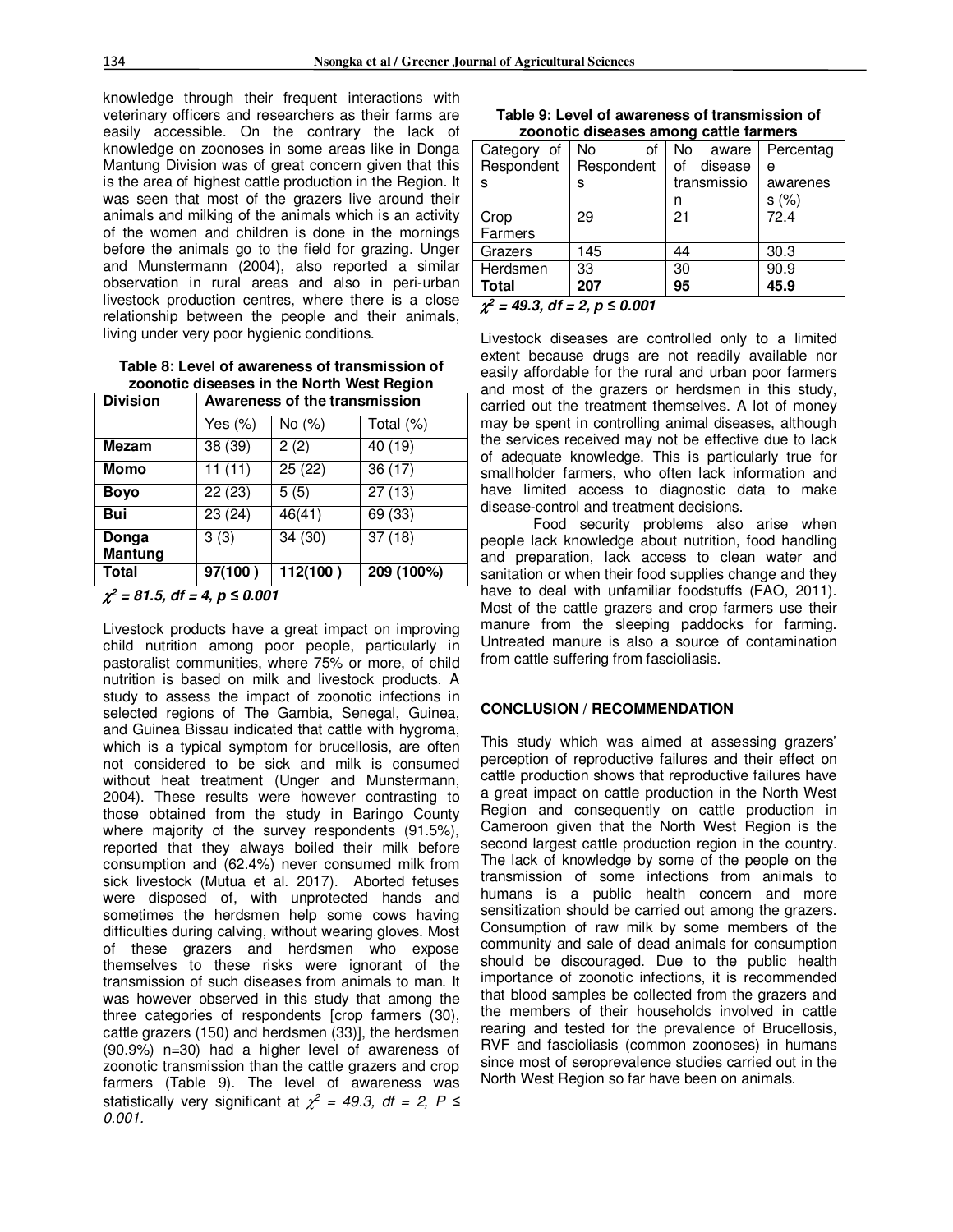knowledge through their frequent interactions with veterinary officers and researchers as their farms are easily accessible. On the contrary the lack of knowledge on zoonoses in some areas like in Donga Mantung Division was of great concern given that this is the area of highest cattle production in the Region. It was seen that most of the grazers live around their animals and milking of the animals which is an activity of the women and children is done in the mornings before the animals go to the field for grazing. Unger and Munstermann (2004), also reported a similar observation in rural areas and also in peri-urban livestock production centres, where there is a close relationship between the people and their animals, living under very poor hygienic conditions.

**Table 8: Level of awareness of transmission of zoonotic diseases in the North West Region**

| Division | Awareness of the transmission | | |
|---|---|---|---|
| | Yes (%) | No (%) | Total (%) |
| **Mezam** | 38 (39) | 2 (2) | 40 (19) |
| **Momo** | 11 (11) | 25 (22) | 36 (17) |
| **Boyo** | 22 (23) | 5 (5) | 27 (13) |
| **Bui** | 23 (24) | 46(41) | 69 (33) |
| **Donga Mantung** | 3 (3) | 34 (30) | 37 (18) |
| **Total** | **97(100 )** | **112(100 )** | **209 (100%)** |

***$\chi^2$ = 81.5, df = 4, p ≤ 0.001***

Livestock products have a great impact on improving child nutrition among poor people, particularly in pastoralist communities, where 75% or more, of child nutrition is based on milk and livestock products. A study to assess the impact of zoonotic infections in selected regions of The Gambia, Senegal, Guinea, and Guinea Bissau indicated that cattle with hygroma, which is a typical symptom for brucellosis, are often not considered to be sick and milk is consumed without heat treatment (Unger and Munstermann, 2004). These results were however contrasting to those obtained from the study in Baringo County where majority of the survey respondents (91.5%), reported that they always boiled their milk before consumption and (62.4%) never consumed milk from sick livestock (Mutua et al. 2017). Aborted fetuses were disposed of, with unprotected hands and sometimes the herdsmen help some cows having difficulties during calving, without wearing gloves. Most of these grazers and herdsmen who expose themselves to these risks were ignorant of the transmission of such diseases from animals to man. It was however observed in this study that among the three categories of respondents [crop farmers (30), cattle grazers (150) and herdsmen (33)], the herdsmen (90.9%) n=30) had a higher level of awareness of zoonotic transmission than the cattle grazers and crop farmers (Table 9). The level of awareness was statistically very significant at *$\chi^2$ = 49.3, df = 2, P ≤ 0.001.*

**Table 9: Level of awareness of transmission of zoonotic diseases among cattle farmers**

| Category of Respondents | No of Respondents | No aware of disease transmission | Percentage awareness (%) |
|---|---|---|---|
| Crop Farmers | 29 | 21 | 72.4 |
| Grazers | 145 | 44 | 30.3 |
| Herdsmen | 33 | 30 | 90.9 |
| **Total** | **207** | **95** | **45.9** |

***$\chi^2$ = 49.3, df = 2, p ≤ 0.001***

Livestock diseases are controlled only to a limited extent because drugs are not readily available nor easily affordable for the rural and urban poor farmers and most of the grazers or herdsmen in this study, carried out the treatment themselves. A lot of money may be spent in controlling animal diseases, although the services received may not be effective due to lack of adequate knowledge. This is particularly true for smallholder farmers, who often lack information and have limited access to diagnostic data to make disease-control and treatment decisions.

Food security problems also arise when people lack knowledge about nutrition, food handling and preparation, lack access to clean water and sanitation or when their food supplies change and they have to deal with unfamiliar foodstuffs (FAO, 2011). Most of the cattle grazers and crop farmers use their manure from the sleeping paddocks for farming. Untreated manure is also a source of contamination from cattle suffering from fascioliasis.

## CONCLUSION / RECOMMENDATION

This study which was aimed at assessing grazers' perception of reproductive failures and their effect on cattle production shows that reproductive failures have a great impact on cattle production in the North West Region and consequently on cattle production in Cameroon given that the North West Region is the second largest cattle production region in the country. The lack of knowledge by some of the people on the transmission of some infections from animals to humans is a public health concern and more sensitization should be carried out among the grazers. Consumption of raw milk by some members of the community and sale of dead animals for consumption should be discouraged. Due to the public health importance of zoonotic infections, it is recommended that blood samples be collected from the grazers and the members of their households involved in cattle rearing and tested for the prevalence of Brucellosis, RVF and fascioliasis (common zoonoses) in humans since most of seroprevalence studies carried out in the North West Region so far have been on animals.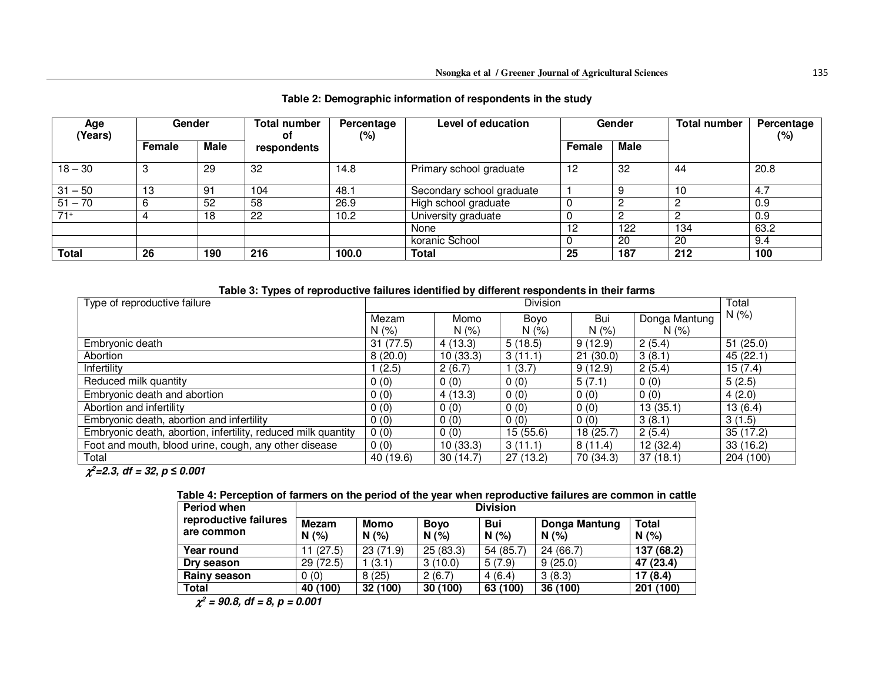**Table 2: Demographic information of respondents in the study**

| Age (Years) | Gender | | Total number of respondents | Percentage (%) | Level of education | Gender | | Total number | Percentage (%) |
|---|---|---|---|---|---|---|---|---|---|
| | Female | Male | | | | Female | Male | | |
| 18 – 30 | 3 | 29 | 32 | 14.8 | Primary school graduate | 12 | 32 | 44 | 20.8 |
| 31 – 50 | 13 | 91 | 104 | 48.1 | Secondary school graduate | 1 | 9 | 10 | 4.7 |
| 51 – 70 | 6 | 52 | 58 | 26.9 | High school graduate | 0 | 2 | 2 | 0.9 |
| 71⁺ | 4 | 18 | 22 | 10.2 | University graduate | 0 | 2 | 2 | 0.9 |
| | | | | | None | 12 | 122 | 134 | 63.2 |
| | | | | | koranic School | 0 | 20 | 20 | 9.4 |
| **Total** | **26** | **190** | **216** | **100.0** | **Total** | **25** | **187** | **212** | **100** |

**Table 3: Types of reproductive failures identified by different respondents in their farms**

| Type of reproductive failure | Division | | | | | Total N (%) |
|---|---|---|---|---|---|---|
| | Mezam N (%) | Momo N (%) | Boyo N (%) | Bui N (%) | Donga Mantung N (%) | |
| Embryonic death | 31 (77.5) | 4 (13.3) | 5 (18.5) | 9 (12.9) | 2 (5.4) | 51 (25.0) |
| Abortion | 8 (20.0) | 10 (33.3) | 3 (11.1) | 21 (30.0) | 3 (8.1) | 45 (22.1) |
| Infertility | 1 (2.5) | 2 (6.7) | 1 (3.7) | 9 (12.9) | 2 (5.4) | 15 (7.4) |
| Reduced milk quantity | 0 (0) | 0 (0) | 0 (0) | 5 (7.1) | 0 (0) | 5 (2.5) |
| Embryonic death and abortion | 0 (0) | 4 (13.3) | 0 (0) | 0 (0) | 0 (0) | 4 (2.0) |
| Abortion and infertility | 0 (0) | 0 (0) | 0 (0) | 0 (0) | 13 (35.1) | 13 (6.4) |
| Embryonic death, abortion and infertility | 0 (0) | 0 (0) | 0 (0) | 0 (0) | 3 (8.1) | 3 (1.5) |
| Embryonic death, abortion, infertility, reduced milk quantity | 0 (0) | 0 (0) | 15 (55.6) | 18 (25.7) | 2 (5.4) | 35 (17.2) |
| Foot and mouth, blood urine, cough, any other disease | 0 (0) | 10 (33.3) | 3 (11.1) | 8 (11.4) | 12 (32.4) | 33 (16.2) |
| Total | 40 (19.6) | 30 (14.7) | 27 (13.2) | 70 (34.3) | 37 (18.1) | 204 (100) |

***$\chi^2$=2.3, df = 32, p ≤ 0.001***

**Table 4: Perception of farmers on the period of the year when reproductive failures are common in cattle**

| Period when reproductive failures are common | Division | | | | | |
|---|---|---|---|---|---|---|
| | **Mezam N (%)** | **Momo N (%)** | **Boyo N (%)** | **Bui N (%)** | **Donga Mantung N (%)** | **Total N (%)** |
| **Year round** | 11 (27.5) | 23 (71.9) | 25 (83.3) | 54 (85.7) | 24 (66.7) | **137 (68.2)** |
| **Dry season** | 29 (72.5) | 1 (3.1) | 3 (10.0) | 5 (7.9) | 9 (25.0) | **47 (23.4)** |
| **Rainy season** | 0 (0) | 8 (25) | 2 (6.7) | 4 (6.4) | 3 (8.3) | **17 (8.4)** |
| **Total** | **40 (100)** | **32 (100)** | **30 (100)** | **63 (100)** | **36 (100)** | **201 (100)** |

***$\chi^2$ = 90.8, df = 8, p = 0.001***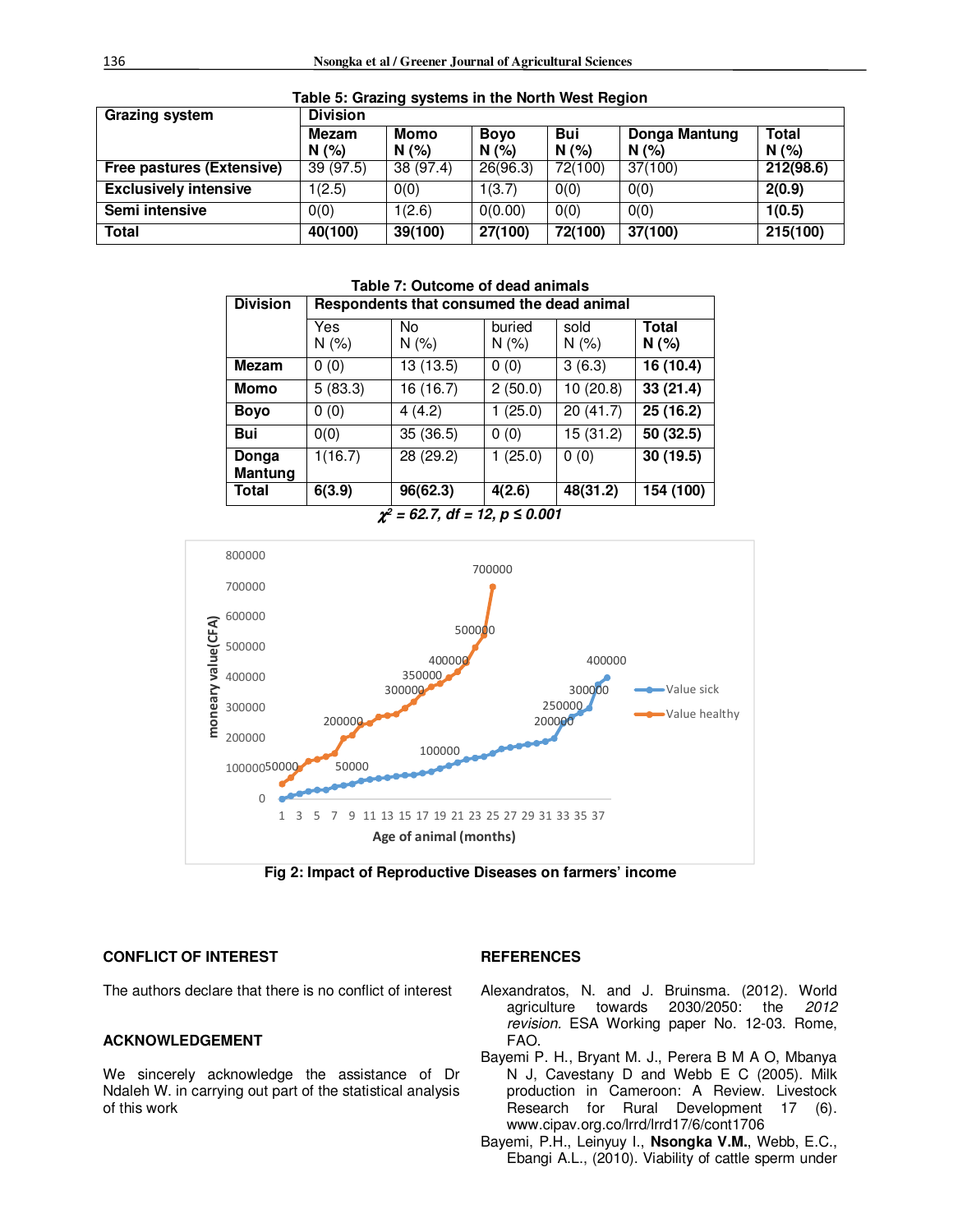**Table 5: Grazing systems in the North West Region**

| Grazing system | Division | | | | | |
|---|---|---|---|---|---|---|
| | **Mezam N (%)** | **Momo N (%)** | **Boyo N (%)** | **Bui N (%)** | **Donga Mantung N (%)** | **Total N (%)** |
| **Free pastures (Extensive)** | 39 (97.5) | 38 (97.4) | 26(96.3) | 72(100) | 37(100) | **212(98.6)** |
| **Exclusively intensive** | 1(2.5) | 0(0) | 1(3.7) | 0(0) | 0(0) | **2(0.9)** |
| **Semi intensive** | 0(0) | 1(2.6) | 0(0.00) | 0(0) | 0(0) | **1(0.5)** |
| **Total** | **40(100)** | **39(100)** | **27(100)** | **72(100)** | **37(100)** | **215(100)** |

**Table 7: Outcome of dead animals**

| Division | Respondents that consumed the dead animal | | | | |
|---|---|---|---|---|---|
| | Yes N (%) | No N (%) | buried N (%) | sold N (%) | **Total N (%)** |
| **Mezam** | 0 (0) | 13 (13.5) | 0 (0) | 3 (6.3) | **16 (10.4)** |
| **Momo** | 5 (83.3) | 16 (16.7) | 2 (50.0) | 10 (20.8) | **33 (21.4)** |
| **Boyo** | 0 (0) | 4 (4.2) | 1 (25.0) | 20 (41.7) | **25 (16.2)** |
| **Bui** | 0(0) | 35 (36.5) | 0 (0) | 15 (31.2) | **50 (32.5)** |
| **Donga Mantung** | 1(16.7) | 28 (29.2) | 1 (25.0) | 0 (0) | **30 (19.5)** |
| **Total** | **6(3.9)** | **96(62.3)** | **4(2.6)** | **48(31.2)** | **154 (100)** |

***$\chi^2$ = 62.7, df = 12, p ≤ 0.001***

**Fig 2: Impact of Reproductive Diseases on farmers' income**

## CONFLICT OF INTEREST

The authors declare that there is no conflict of interest

## ACKNOWLEDGEMENT

We sincerely acknowledge the assistance of Dr Ndaleh W. in carrying out part of the statistical analysis of this work

## REFERENCES

Alexandratos, N. and J. Bruinsma. (2012). World agriculture towards 2030/2050: the *2012 revision*. ESA Working paper No. 12-03. Rome, FAO.

Bayemi P. H., Bryant M. J., Perera B M A O, Mbanya N J, Cavestany D and Webb E C (2005). Milk production in Cameroon: A Review. Livestock Research for Rural Development 17 (6). www.cipav.org.co/lrrd/lrrd17/6/cont1706

Bayemi, P.H., Leinyuy I., **Nsongka V.M.**, Webb, E.C., Ebangi A.L., (2010). Viability of cattle sperm under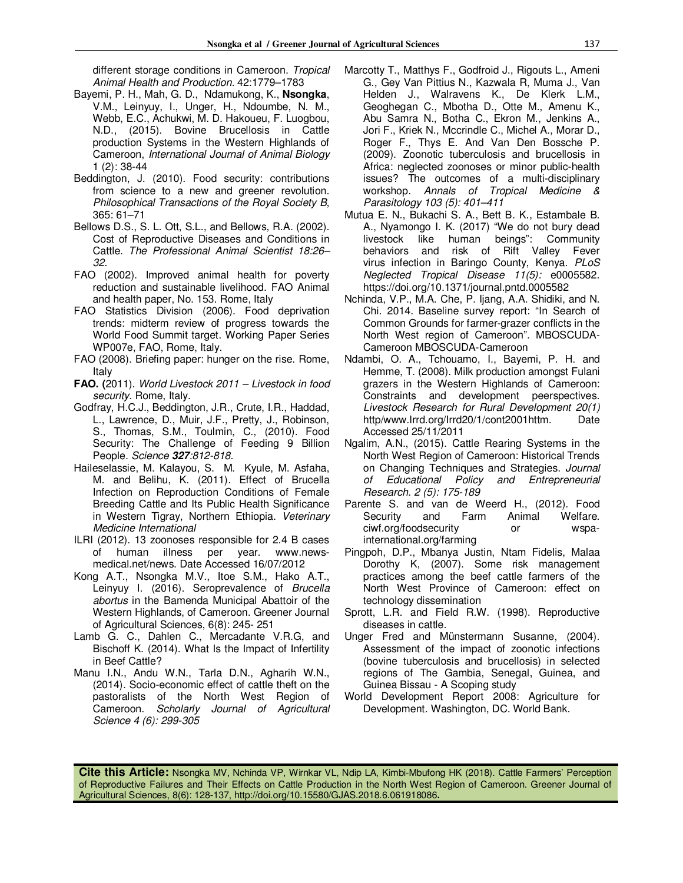different storage conditions in Cameroon. *Tropical Animal Health and Production*. 42:1779–1783

Bayemi, P. H., Mah, G. D., Ndamukong, K., **Nsongka**, V.M., Leinyuy, I., Unger, H., Ndoumbe, N. M., Webb, E.C., Achukwi, M. D. Hakoueu, F. Luogbou, N.D., (2015). Bovine Brucellosis in Cattle production Systems in the Western Highlands of Cameroon, *International Journal of Animal Biology* 1 (2): 38-44

Beddington, J. (2010). Food security: contributions from science to a new and greener revolution. *Philosophical Transactions of the Royal Society B*, 365: 61–71

Bellows D.S., S. L. Ott, S.L., and Bellows, R.A. (2002). Cost of Reproductive Diseases and Conditions in Cattle. *The Professional Animal Scientist 18:26–32*.

FAO (2002). Improved animal health for poverty reduction and sustainable livelihood. FAO Animal and health paper, No. 153. Rome, Italy

FAO Statistics Division (2006). Food deprivation trends: midterm review of progress towards the World Food Summit target. Working Paper Series WP007e, FAO, Rome, Italy.

FAO (2008). Briefing paper: hunger on the rise. Rome, Italy

**FAO. (**2011). *World Livestock 2011 – Livestock in food security*. Rome, Italy.

Godfray, H.C.J., Beddington, J.R., Crute, I.R., Haddad, L., Lawrence, D., Muir, J.F., Pretty, J., Robinson, S., Thomas, S.M., Toulmin, C., (2010). Food Security: The Challenge of Feeding 9 Billion People. *Science **327**:812-818*.

Haileselassie, M. Kalayou, S. M. Kyule, M. Asfaha, M. and Belihu, K. (2011). Effect of Brucella Infection on Reproduction Conditions of Female Breeding Cattle and Its Public Health Significance in Western Tigray, Northern Ethiopia. *Veterinary Medicine International*

ILRI (2012). 13 zoonoses responsible for 2.4 B cases of human illness per year. www.news-medical.net/news. Date Accessed 16/07/2012

Kong A.T., Nsongka M.V., Itoe S.M., Hako A.T., Leinyuy I. (2016). Seroprevalence of *Brucella abortus* in the Bamenda Municipal Abattoir of the Western Highlands, of Cameroon. Greener Journal of Agricultural Sciences, 6(8): 245- 251

Lamb G. C., Dahlen C., Mercadante V.R.G, and Bischoff K. (2014). What Is the Impact of Infertility in Beef Cattle?

Manu I.N., Andu W.N., Tarla D.N., Agharih W.N., (2014). Socio-economic effect of cattle theft on the pastoralists of the North West Region of Cameroon. *Scholarly Journal of Agricultural Science 4 (6): 299-305*

Marcotty T., Matthys F., Godfroid J., Rigouts L., Ameni G., Gey Van Pittius N., Kazwala R, Muma J., Van Helden J., Walravens K., De Klerk L.M., Geoghegan C., Mbotha D., Otte M., Amenu K., Abu Samra N., Botha C., Ekron M., Jenkins A., Jori F., Kriek N., Mccrindle C., Michel A., Morar D., Roger F., Thys E. And Van Den Bossche P. (2009). Zoonotic tuberculosis and brucellosis in Africa: neglected zoonoses or minor public-health issues? The outcomes of a multi-disciplinary workshop. *Annals of Tropical Medicine & Parasitology 103 (5): 401–411*

Mutua E. N., Bukachi S. A., Bett B. K., Estambale B. A., Nyamongo I. K. (2017) "We do not bury dead livestock like human beings": Community behaviors and risk of Rift Valley Fever virus infection in Baringo County, Kenya. *PLoS Neglected Tropical Disease 11(5):* e0005582. https://doi.org/10.1371/journal.pntd.0005582

Nchinda, V.P., M.A. Che, P. Ijang, A.A. Shidiki, and N. Chi. 2014. Baseline survey report: "In Search of Common Grounds for farmer-grazer conflicts in the North West region of Cameroon". MBOSCUDA-Cameroon MBOSCUDA-Cameroon

Ndambi, O. A., Tchouamo, I., Bayemi, P. H. and Hemme, T. (2008). Milk production amongst Fulani grazers in the Western Highlands of Cameroon: Constraints and development peerspectives. *Livestock Research for Rural Development 20(1)* http/www.lrrd.org/lrrd20/1/cont2001httm. Date Accessed 25/11/2011

Ngalim, A.N., (2015). Cattle Rearing Systems in the North West Region of Cameroon: Historical Trends on Changing Techniques and Strategies. *Journal of Educational Policy and Entrepreneurial Research. 2 (5): 175-189*

Parente S. and van de Weerd H., (2012). Food Security and Farm Animal Welfare. ciwf.org/foodsecurity or wspa-international.org/farming

Pingpoh, D.P., Mbanya Justin, Ntam Fidelis, Malaa Dorothy K, (2007). Some risk management practices among the beef cattle farmers of the North West Province of Cameroon: effect on technology dissemination

Sprott, L.R. and Field R.W. (1998). Reproductive diseases in cattle.

Unger Fred and Münstermann Susanne, (2004). Assessment of the impact of zoonotic infections (bovine tuberculosis and brucellosis) in selected regions of The Gambia, Senegal, Guinea, and Guinea Bissau - A Scoping study

World Development Report 2008: Agriculture for Development. Washington, DC. World Bank.

**Cite this Article:** Nsongka MV, Nchinda VP, Wirnkar VL, Ndip LA, Kimbi-Mbufong HK (2018). Cattle Farmers' Perception of Reproductive Failures and Their Effects on Cattle Production in the North West Region of Cameroon. Greener Journal of Agricultural Sciences, 8(6): 128-137, http://doi.org/10.15580/GJAS.2018.6.061918086**.**